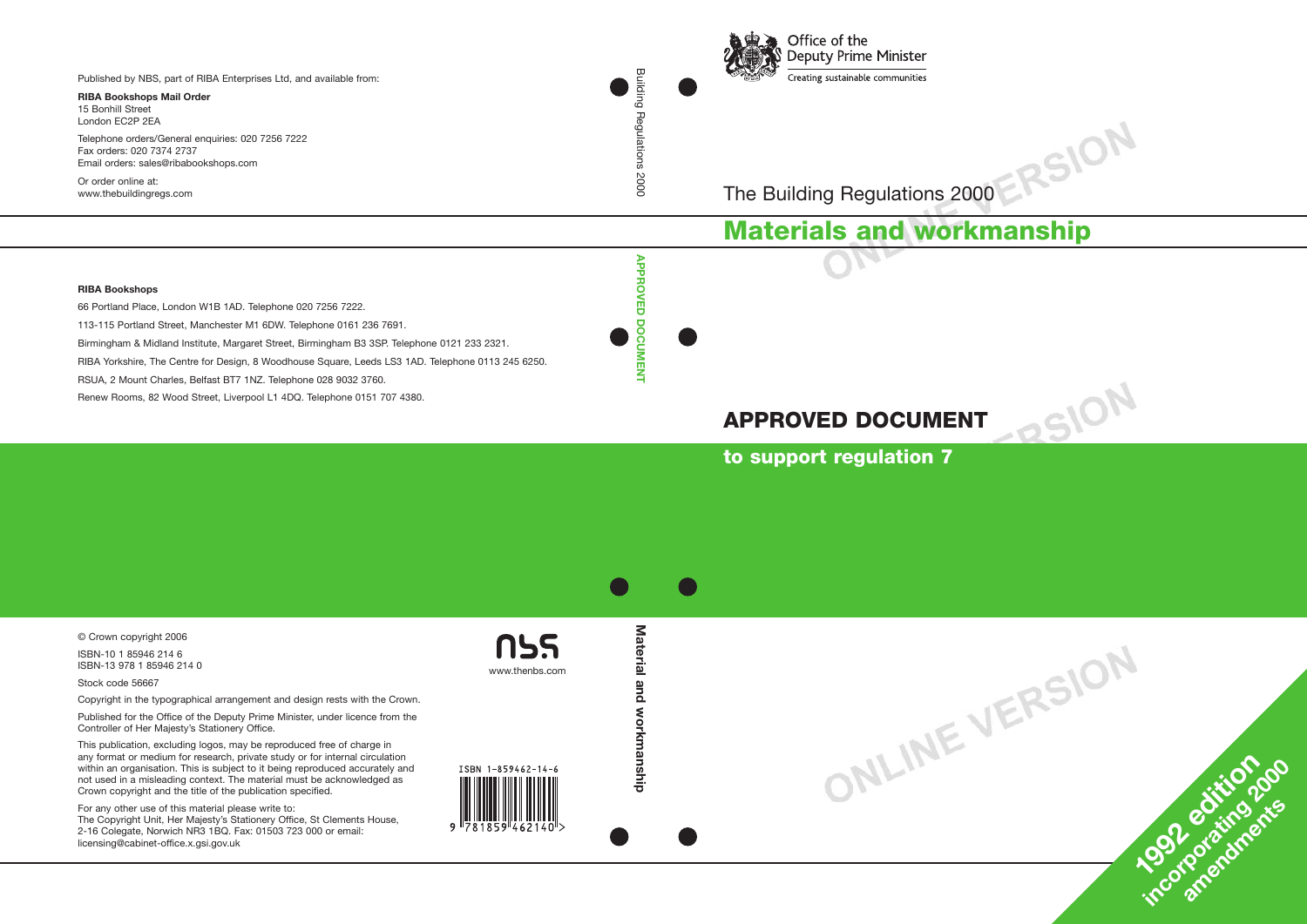Office of the Deputy Prime Minister

Creating sustainable communities

The Building Regulations 2000

# Materials and workmanship

## APPROVED DOCUMENT

**to support regulation 7**

1992 edition incorporating 2000 amendments

Building Regulations 2000

APPROVED DOCUMENT

Material and workmanship

Published by NBS, part of RIBA Enterprises Ltd, and available from:

**RIBA Bookshops Mail Order**
15 Bonhill Street
London EC2P 2EA

Telephone orders/General enquiries: 020 7256 7222
Fax orders: 020 7374 2737
Email orders: sales@ribabookshops.com

Or order online at:
www.thebuildingregs.com

**RIBA Bookshops**

66 Portland Place, London W1B 1AD. Telephone 020 7256 7222.

113-115 Portland Street, Manchester M1 6DW. Telephone 0161 236 7691.

Birmingham & Midland Institute, Margaret Street, Birmingham B3 3SP. Telephone 0121 233 2321.

RIBA Yorkshire, The Centre for Design, 8 Woodhouse Square, Leeds LS3 1AD. Telephone 0113 245 6250.

RSUA, 2 Mount Charles, Belfast BT7 1NZ. Telephone 028 9032 3760.

Renew Rooms, 82 Wood Street, Liverpool L1 4DQ. Telephone 0151 707 4380.

© Crown copyright 2006

ISBN-10 1 85946 214 6
ISBN-13 978 1 85946 214 0

Stock code 56667

Copyright in the typographical arrangement and design rests with the Crown.

Published for the Office of the Deputy Prime Minister, under licence from the Controller of Her Majesty's Stationery Office.

This publication, excluding logos, may be reproduced free of charge in any format or medium for research, private study or for internal circulation within an organisation. This is subject to it being reproduced accurately and not used in a misleading context. The material must be acknowledged as Crown copyright and the title of the publication specified.

For any other use of this material please write to:
The Copyright Unit, Her Majesty's Stationery Office, St Clements House, 2-16 Colegate, Norwich NR3 1BQ. Fax: 01503 723 000 or email: licensing@cabinet-office.x.gsi.gov.uk

nbs
www.thenbs.com

ISBN 1-859462-14-6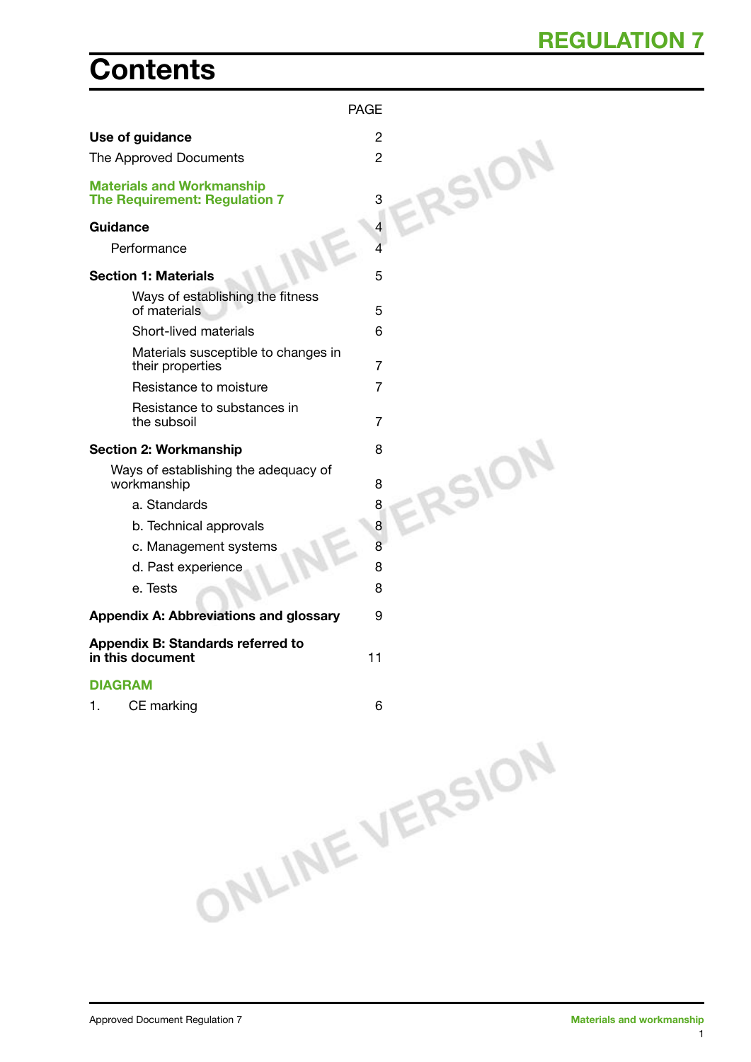# Contents

| | PAGE |
|---|---|
| **Use of guidance** | 2 |
| The Approved Documents | 2 |
| **Materials and Workmanship The Requirement: Regulation 7** | 3 |
| **Guidance** | 4 |
| Performance | 4 |
| **Section 1: Materials** | 5 |
| Ways of establishing the fitness of materials | 5 |
| Short-lived materials | 6 |
| Materials susceptible to changes in their properties | 7 |
| Resistance to moisture | 7 |
| Resistance to substances in the subsoil | 7 |
| **Section 2: Workmanship** | 8 |
| Ways of establishing the adequacy of workmanship | 8 |
| a. Standards | 8 |
| b. Technical approvals | 8 |
| c. Management systems | 8 |
| d. Past experience | 8 |
| e. Tests | 8 |
| **Appendix A: Abbreviations and glossary** | 9 |
| **Appendix B: Standards referred to in this document** | 11 |

**DIAGRAM**

| | | |
|---|---|---|
| 1. | CE marking | 6 |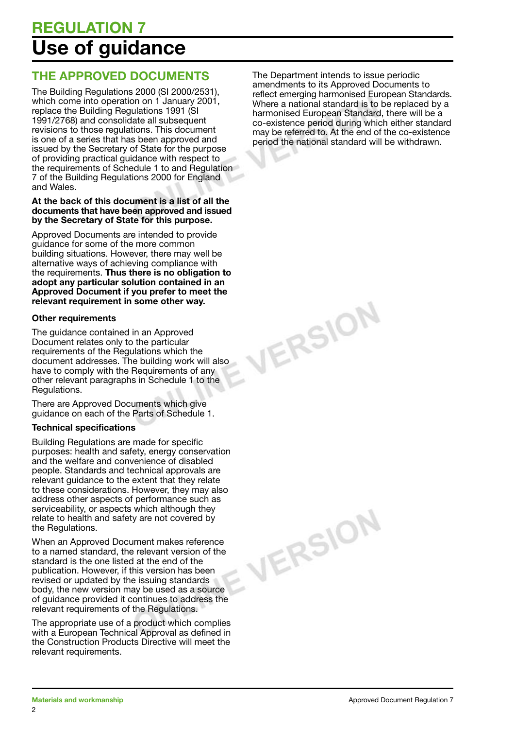# REGULATION 7

# Use of guidance

## THE APPROVED DOCUMENTS

The Building Regulations 2000 (SI 2000/2531), which come into operation on 1 January 2001, replace the Building Regulations 1991 (SI 1991/2768) and consolidate all subsequent revisions to those regulations. This document is one of a series that has been approved and issued by the Secretary of State for the purpose of providing practical guidance with respect to the requirements of Schedule 1 to and Regulation 7 of the Building Regulations 2000 for England and Wales.

**At the back of this document is a list of all the documents that have been approved and issued by the Secretary of State for this purpose.**

Approved Documents are intended to provide guidance for some of the more common building situations. However, there may well be alternative ways of achieving compliance with the requirements. **Thus there is no obligation to adopt any particular solution contained in an Approved Document if you prefer to meet the relevant requirement in some other way.**

### Other requirements

The guidance contained in an Approved Document relates only to the particular requirements of the Regulations which the document addresses. The building work will also have to comply with the Requirements of any other relevant paragraphs in Schedule 1 to the Regulations.

There are Approved Documents which give guidance on each of the Parts of Schedule 1.

### Technical specifications

Building Regulations are made for specific purposes: health and safety, energy conservation and the welfare and convenience of disabled people. Standards and technical approvals are relevant guidance to the extent that they relate to these considerations. However, they may also address other aspects of performance such as serviceability, or aspects which although they relate to health and safety are not covered by the Regulations.

When an Approved Document makes reference to a named standard, the relevant version of the standard is the one listed at the end of the publication. However, if this version has been revised or updated by the issuing standards body, the new version may be used as a source of guidance provided it continues to address the relevant requirements of the Regulations.

The appropriate use of a product which complies with a European Technical Approval as defined in the Construction Products Directive will meet the relevant requirements.

The Department intends to issue periodic amendments to its Approved Documents to reflect emerging harmonised European Standards. Where a national standard is to be replaced by a harmonised European Standard, there will be a co-existence period during which either standard may be referred to. At the end of the co-existence period the national standard will be withdrawn.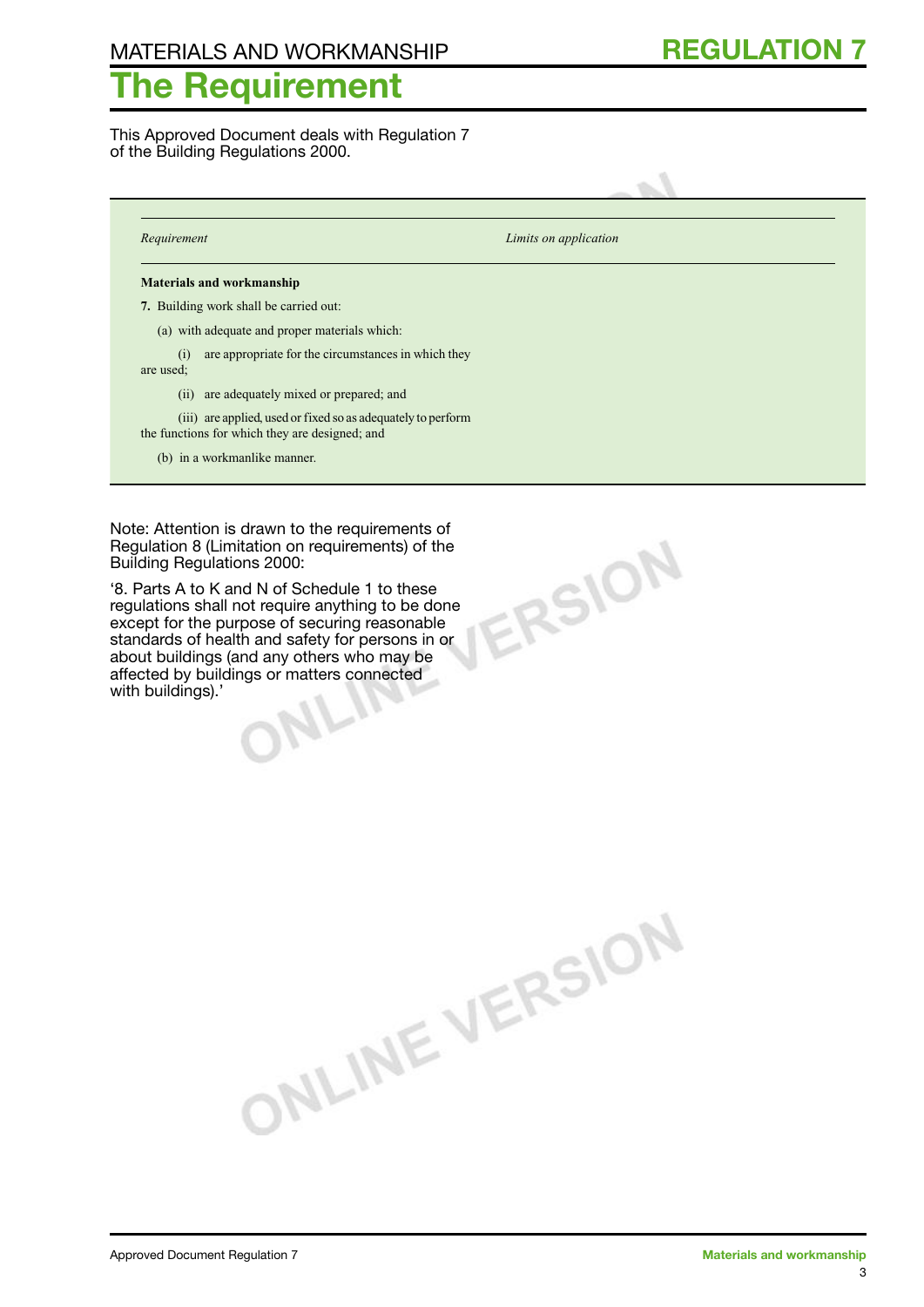MATERIALS AND WORKMANSHIP

# REGULATION 7

# The Requirement

This Approved Document deals with Regulation 7 of the Building Regulations 2000.

| *Requirement* | *Limits on application* |
|---|---|
| **Materials and workmanship** | |
| **7.** Building work shall be carried out:<br>(a) with adequate and proper materials which:<br>(i) are appropriate for the circumstances in which they are used;<br>(ii) are adequately mixed or prepared; and<br>(iii) are applied, used or fixed so as adequately to perform the functions for which they are designed; and<br>(b) in a workmanlike manner. | |

Note: Attention is drawn to the requirements of Regulation 8 (Limitation on requirements) of the Building Regulations 2000:

'8. Parts A to K and N of Schedule 1 to these regulations shall not require anything to be done except for the purpose of securing reasonable standards of health and safety for persons in or about buildings (and any others who may be affected by buildings or matters connected with buildings).'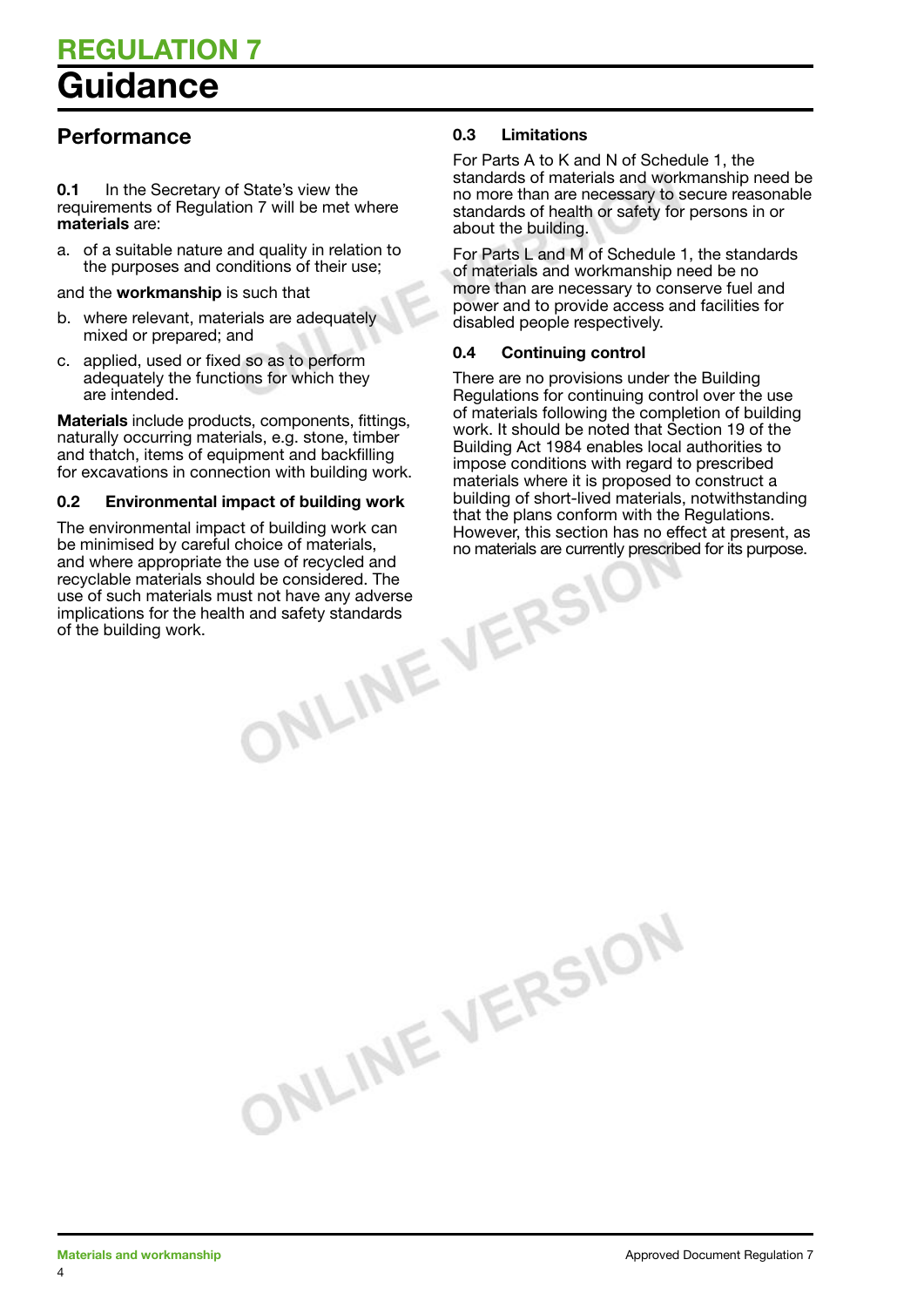# REGULATION 7
# Guidance

## Performance

**0.1** In the Secretary of State's view the requirements of Regulation 7 will be met where **materials** are:

a. of a suitable nature and quality in relation to the purposes and conditions of their use;

and the **workmanship** is such that

b. where relevant, materials are adequately mixed or prepared; and

c. applied, used or fixed so as to perform adequately the functions for which they are intended.

**Materials** include products, components, fittings, naturally occurring materials, e.g. stone, timber and thatch, items of equipment and backfilling for excavations in connection with building work.

### 0.2 Environmental impact of building work

The environmental impact of building work can be minimised by careful choice of materials, and where appropriate the use of recycled and recyclable materials should be considered. The use of such materials must not have any adverse implications for the health and safety standards of the building work.

### 0.3 Limitations

For Parts A to K and N of Schedule 1, the standards of materials and workmanship need be no more than are necessary to secure reasonable standards of health or safety for persons in or about the building.

For Parts L and M of Schedule 1, the standards of materials and workmanship need be no more than are necessary to conserve fuel and power and to provide access and facilities for disabled people respectively.

### 0.4 Continuing control

There are no provisions under the Building Regulations for continuing control over the use of materials following the completion of building work. It should be noted that Section 19 of the Building Act 1984 enables local authorities to impose conditions with regard to prescribed materials where it is proposed to construct a building of short-lived materials, notwithstanding that the plans conform with the Regulations. However, this section has no effect at present, as no materials are currently prescribed for its purpose.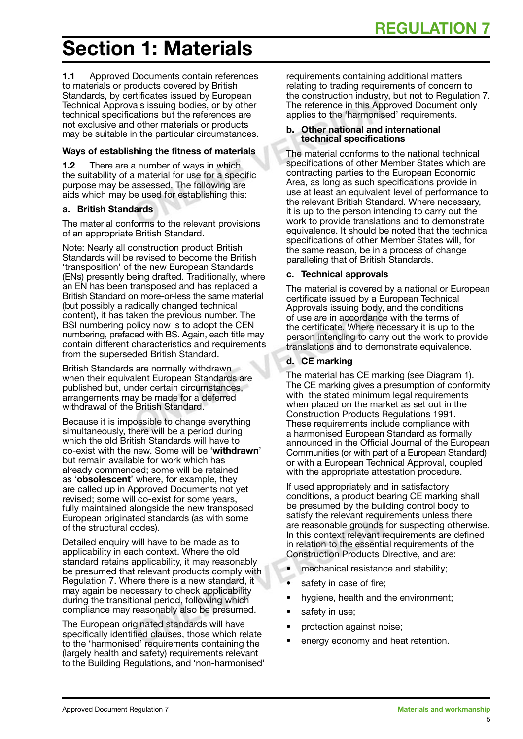# Section 1: Materials

**1.1** Approved Documents contain references to materials or products covered by British Standards, by certificates issued by European Technical Approvals issuing bodies, or by other technical specifications but the references are not exclusive and other materials or products may be suitable in the particular circumstances.

### Ways of establishing the fitness of materials

**1.2** There are a number of ways in which the suitability of a material for use for a specific purpose may be assessed. The following are aids which may be used for establishing this:

#### a. British Standards

The material conforms to the relevant provisions of an appropriate British Standard.

Note: Nearly all construction product British Standards will be revised to become the British 'transposition' of the new European Standards (ENs) presently being drafted. Traditionally, where an EN has been transposed and has replaced a British Standard on more-or-less the same material (but possibly a radically changed technical content), it has taken the previous number. The BSI numbering policy now is to adopt the CEN numbering, prefaced with BS. Again, each title may contain different characteristics and requirements from the superseded British Standard.

British Standards are normally withdrawn when their equivalent European Standards are published but, under certain circumstances, arrangements may be made for a deferred withdrawal of the British Standard.

Because it is impossible to change everything simultaneously, there will be a period during which the old British Standards will have to co-exist with the new. Some will be '**withdrawn**' but remain available for work which has already commenced; some will be retained as '**obsolescent**' where, for example, they are called up in Approved Documents not yet revised; some will co-exist for some years, fully maintained alongside the new transposed European originated standards (as with some of the structural codes).

Detailed enquiry will have to be made as to applicability in each context. Where the old standard retains applicability, it may reasonably be presumed that relevant products comply with Regulation 7. Where there is a new standard, it may again be necessary to check applicability during the transitional period, following which compliance may reasonably also be presumed.

The European originated standards will have specifically identified clauses, those which relate to the 'harmonised' requirements containing the (largely health and safety) requirements relevant to the Building Regulations, and 'non-harmonised' requirements containing additional matters relating to trading requirements of concern to the construction industry, but not to Regulation 7. The reference in this Approved Document only applies to the 'harmonised' requirements.

#### b. Other national and international technical specifications

The material conforms to the national technical specifications of other Member States which are contracting parties to the European Economic Area, as long as such specifications provide in use at least an equivalent level of performance to the relevant British Standard. Where necessary, it is up to the person intending to carry out the work to provide translations and to demonstrate equivalence. It should be noted that the technical specifications of other Member States will, for the same reason, be in a process of change paralleling that of British Standards.

#### c. Technical approvals

The material is covered by a national or European certificate issued by a European Technical Approvals issuing body, and the conditions of use are in accordance with the terms of the certificate. Where necessary it is up to the person intending to carry out the work to provide translations and to demonstrate equivalence.

#### d. CE marking

The material has CE marking (see Diagram 1). The CE marking gives a presumption of conformity with the stated minimum legal requirements when placed on the market as set out in the Construction Products Regulations 1991. These requirements include compliance with a harmonised European Standard as formally announced in the Official Journal of the European Communities (or with part of a European Standard) or with a European Technical Approval, coupled with the appropriate attestation procedure.

If used appropriately and in satisfactory conditions, a product bearing CE marking shall be presumed by the building control body to satisfy the relevant requirements unless there are reasonable grounds for suspecting otherwise. In this context relevant requirements are defined in relation to the essential requirements of the Construction Products Directive, and are:

- mechanical resistance and stability;
- safety in case of fire;
- hygiene, health and the environment;
- safety in use;
- protection against noise;
- energy economy and heat retention.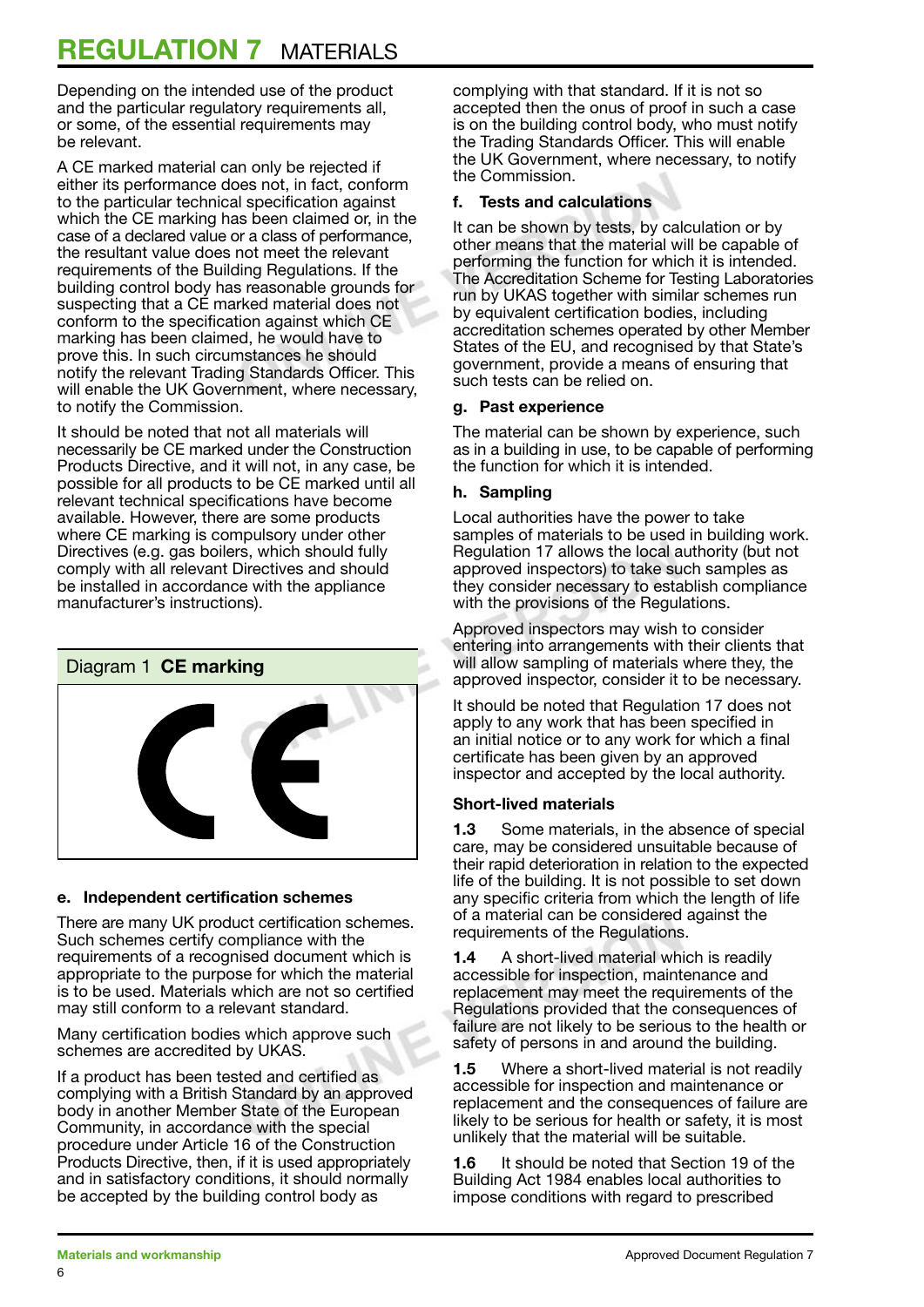Depending on the intended use of the product and the particular regulatory requirements all, or some, of the essential requirements may be relevant.

A CE marked material can only be rejected if either its performance does not, in fact, conform to the particular technical specification against which the CE marking has been claimed or, in the case of a declared value or a class of performance, the resultant value does not meet the relevant requirements of the Building Regulations. If the building control body has reasonable grounds for suspecting that a CE marked material does not conform to the specification against which CE marking has been claimed, he would have to prove this. In such circumstances he should notify the relevant Trading Standards Officer. This will enable the UK Government, where necessary, to notify the Commission.

It should be noted that not all materials will necessarily be CE marked under the Construction Products Directive, and it will not, in any case, be possible for all products to be CE marked until all relevant technical specifications have become available. However, there are some products where CE marking is compulsory under other Directives (e.g. gas boilers, which should fully comply with all relevant Directives and should be installed in accordance with the appliance manufacturer's instructions).

Diagram 1 **CE marking**

### e. Independent certification schemes

There are many UK product certification schemes. Such schemes certify compliance with the requirements of a recognised document which is appropriate to the purpose for which the material is to be used. Materials which are not so certified may still conform to a relevant standard.

Many certification bodies which approve such schemes are accredited by UKAS.

If a product has been tested and certified as complying with a British Standard by an approved body in another Member State of the European Community, in accordance with the special procedure under Article 16 of the Construction Products Directive, then, if it is used appropriately and in satisfactory conditions, it should normally be accepted by the building control body as complying with that standard. If it is not so accepted then the onus of proof in such a case is on the building control body, who must notify the Trading Standards Officer. This will enable the UK Government, where necessary, to notify the Commission.

### f. Tests and calculations

It can be shown by tests, by calculation or by other means that the material will be capable of performing the function for which it is intended. The Accreditation Scheme for Testing Laboratories run by UKAS together with similar schemes run by equivalent certification bodies, including accreditation schemes operated by other Member States of the EU, and recognised by that State's government, provide a means of ensuring that such tests can be relied on.

### g. Past experience

The material can be shown by experience, such as in a building in use, to be capable of performing the function for which it is intended.

### h. Sampling

Local authorities have the power to take samples of materials to be used in building work. Regulation 17 allows the local authority (but not approved inspectors) to take such samples as they consider necessary to establish compliance with the provisions of the Regulations.

Approved inspectors may wish to consider entering into arrangements with their clients that will allow sampling of materials where they, the approved inspector, consider it to be necessary.

It should be noted that Regulation 17 does not apply to any work that has been specified in an initial notice or to any work for which a final certificate has been given by an approved inspector and accepted by the local authority.

### Short-lived materials

**1.3** Some materials, in the absence of special care, may be considered unsuitable because of their rapid deterioration in relation to the expected life of the building. It is not possible to set down any specific criteria from which the length of life of a material can be considered against the requirements of the Regulations.

**1.4** A short-lived material which is readily accessible for inspection, maintenance and replacement may meet the requirements of the Regulations provided that the consequences of failure are not likely to be serious to the health or safety of persons in and around the building.

**1.5** Where a short-lived material is not readily accessible for inspection and maintenance or replacement and the consequences of failure are likely to be serious for health or safety, it is most unlikely that the material will be suitable.

**1.6** It should be noted that Section 19 of the Building Act 1984 enables local authorities to impose conditions with regard to prescribed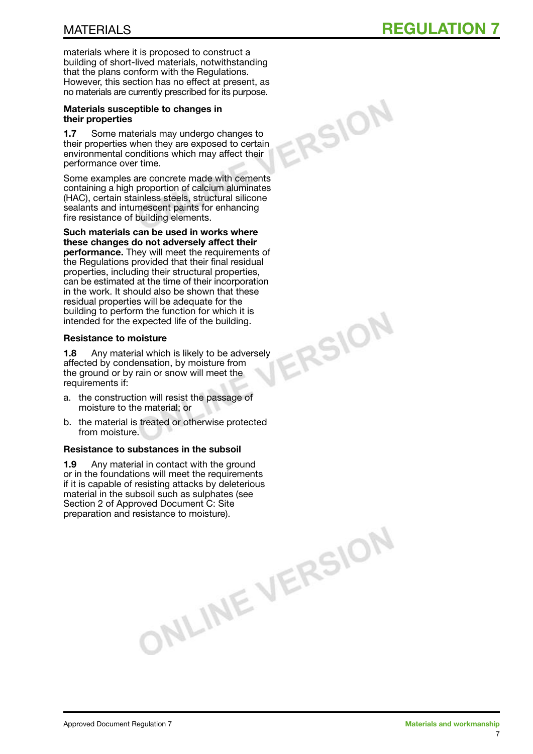materials where it is proposed to construct a building of short-lived materials, notwithstanding that the plans conform with the Regulations. However, this section has no effect at present, as no materials are currently prescribed for its purpose.

### Materials susceptible to changes in their properties

**1.7** Some materials may undergo changes to their properties when they are exposed to certain environmental conditions which may affect their performance over time.

Some examples are concrete made with cements containing a high proportion of calcium aluminates (HAC), certain stainless steels, structural silicone sealants and intumescent paints for enhancing fire resistance of building elements.

**Such materials can be used in works where these changes do not adversely affect their performance.** They will meet the requirements of the Regulations provided that their final residual properties, including their structural properties, can be estimated at the time of their incorporation in the work. It should also be shown that these residual properties will be adequate for the building to perform the function for which it is intended for the expected life of the building.

### Resistance to moisture

**1.8** Any material which is likely to be adversely affected by condensation, by moisture from the ground or by rain or snow will meet the requirements if:

a. the construction will resist the passage of moisture to the material; or

b. the material is treated or otherwise protected from moisture.

### Resistance to substances in the subsoil

**1.9** Any material in contact with the ground or in the foundations will meet the requirements if it is capable of resisting attacks by deleterious material in the subsoil such as sulphates (see Section 2 of Approved Document C: Site preparation and resistance to moisture).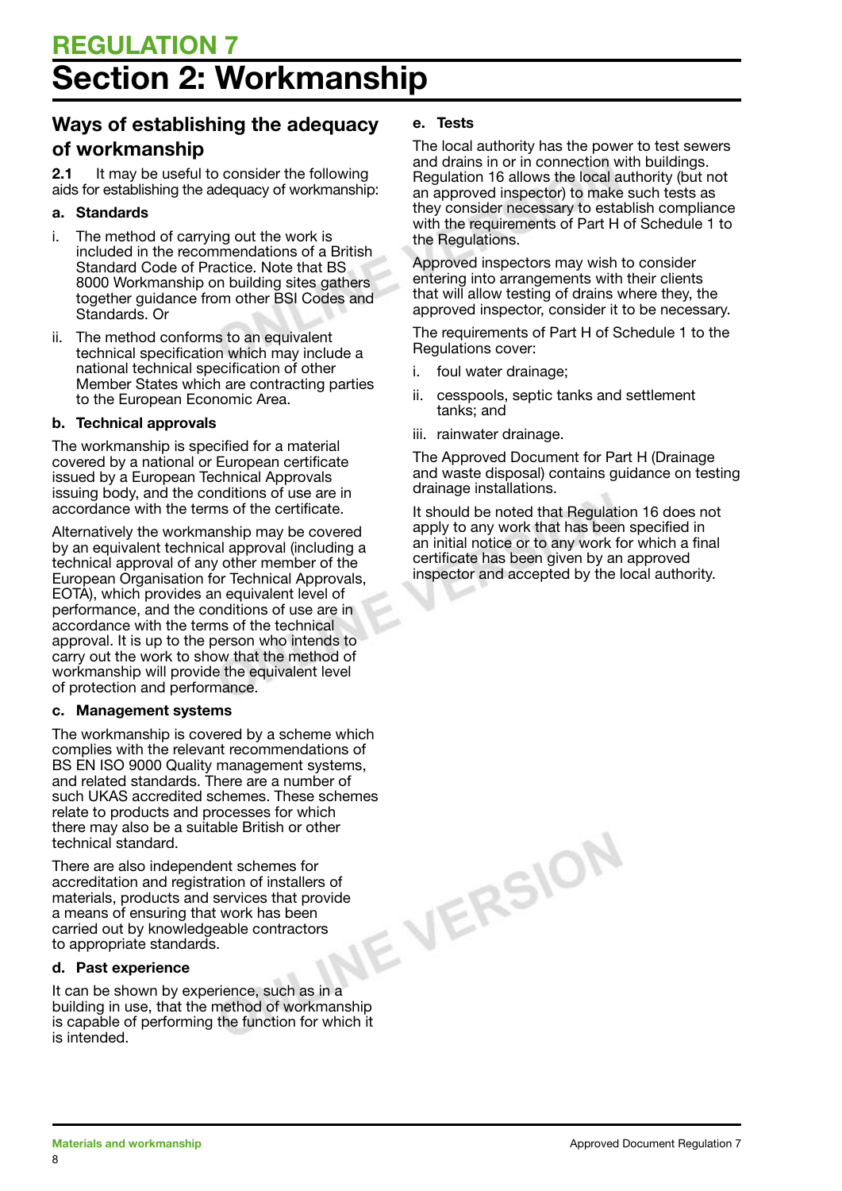# REGULATION 7

# Section 2: Workmanship

## Ways of establishing the adequacy of workmanship

**2.1** It may be useful to consider the following aids for establishing the adequacy of workmanship:

### a. Standards

i. The method of carrying out the work is included in the recommendations of a British Standard Code of Practice. Note that BS 8000 Workmanship on building sites gathers together guidance from other BSI Codes and Standards. Or

ii. The method conforms to an equivalent technical specification which may include a national technical specification of other Member States which are contracting parties to the European Economic Area.

### b. Technical approvals

The workmanship is specified for a material covered by a national or European certificate issued by a European Technical Approvals issuing body, and the conditions of use are in accordance with the terms of the certificate.

Alternatively the workmanship may be covered by an equivalent technical approval (including a technical approval of any other member of the European Organisation for Technical Approvals, EOTA), which provides an equivalent level of performance, and the conditions of use are in accordance with the terms of the technical approval. It is up to the person who intends to carry out the work to show that the method of workmanship will provide the equivalent level of protection and performance.

### c. Management systems

The workmanship is covered by a scheme which complies with the relevant recommendations of BS EN ISO 9000 Quality management systems, and related standards. There are a number of such UKAS accredited schemes. These schemes relate to products and processes for which there may also be a suitable British or other technical standard.

There are also independent schemes for accreditation and registration of installers of materials, products and services that provide a means of ensuring that work has been carried out by knowledgeable contractors to appropriate standards.

### d. Past experience

It can be shown by experience, such as in a building in use, that the method of workmanship is capable of performing the function for which it is intended.

### e. Tests

The local authority has the power to test sewers and drains in or in connection with buildings. Regulation 16 allows the local authority (but not an approved inspector) to make such tests as they consider necessary to establish compliance with the requirements of Part H of Schedule 1 to the Regulations.

Approved inspectors may wish to consider entering into arrangements with their clients that will allow testing of drains where they, the approved inspector, consider it to be necessary.

The requirements of Part H of Schedule 1 to the Regulations cover:

i. foul water drainage;

ii. cesspools, septic tanks and settlement tanks; and

iii. rainwater drainage.

The Approved Document for Part H (Drainage and waste disposal) contains guidance on testing drainage installations.

It should be noted that Regulation 16 does not apply to any work that has been specified in an initial notice or to any work for which a final certificate has been given by an approved inspector and accepted by the local authority.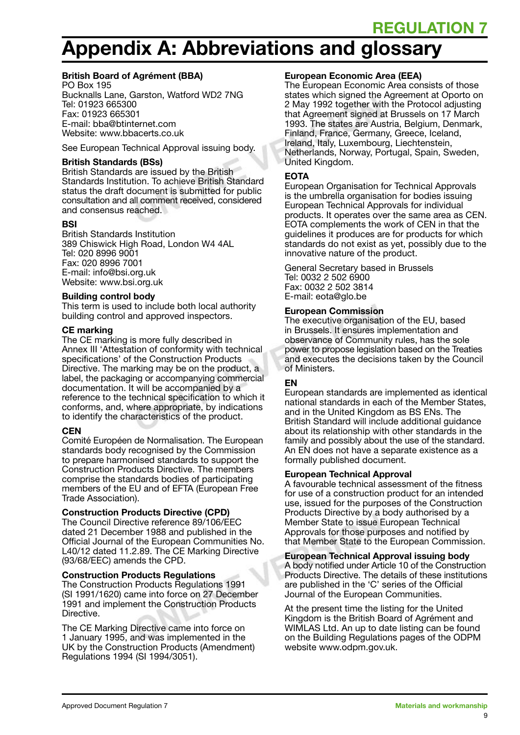# Appendix A: Abbreviations and glossary

**British Board of Agrément (BBA)**
PO Box 195
Bucknalls Lane, Garston, Watford WD2 7NG
Tel: 01923 665300
Fax: 01923 665301
E-mail: bba@btinternet.com
Website: www.bbacerts.co.uk

See European Technical Approval issuing body.

**British Standards (BSs)**
British Standards are issued by the British Standards Institution. To achieve British Standard status the draft document is submitted for public consultation and all comment received, considered and consensus reached.

**BSI**
British Standards Institution
389 Chiswick High Road, London W4 4AL
Tel: 020 8996 9001
Fax: 020 8996 7001
E-mail: info@bsi.org.uk
Website: www.bsi.org.uk

**Building control body**
This term is used to include both local authority building control and approved inspectors.

**CE marking**
The CE marking is more fully described in Annex III 'Attestation of conformity with technical specifications' of the Construction Products Directive. The marking may be on the product, a label, the packaging or accompanying commercial documentation. It will be accompanied by a reference to the technical specification to which it conforms, and, where appropriate, by indications to identify the characteristics of the product.

**CEN**
Comité Européen de Normalisation. The European standards body recognised by the Commission to prepare harmonised standards to support the Construction Products Directive. The members comprise the standards bodies of participating members of the EU and of EFTA (European Free Trade Association).

**Construction Products Directive (CPD)**
The Council Directive reference 89/106/EEC dated 21 December 1988 and published in the Official Journal of the European Communities No. L40/12 dated 11.2.89. The CE Marking Directive (93/68/EEC) amends the CPD.

**Construction Products Regulations**
The Construction Products Regulations 1991 (SI 1991/1620) came into force on 27 December 1991 and implement the Construction Products Directive.

The CE Marking Directive came into force on 1 January 1995, and was implemented in the UK by the Construction Products (Amendment) Regulations 1994 (SI 1994/3051).

**European Economic Area (EEA)**
The European Economic Area consists of those states which signed the Agreement at Oporto on 2 May 1992 together with the Protocol adjusting that Agreement signed at Brussels on 17 March 1993. The states are Austria, Belgium, Denmark, Finland, France, Germany, Greece, Iceland, Ireland, Italy, Luxembourg, Liechtenstein, Netherlands, Norway, Portugal, Spain, Sweden, United Kingdom.

**EOTA**
European Organisation for Technical Approvals is the umbrella organisation for bodies issuing European Technical Approvals for individual products. It operates over the same area as CEN. EOTA complements the work of CEN in that the guidelines it produces are for products for which standards do not exist as yet, possibly due to the innovative nature of the product.

General Secretary based in Brussels
Tel: 0032 2 502 6900
Fax: 0032 2 502 3814
E-mail: eota@glo.be

**European Commission**
The executive organisation of the EU, based in Brussels. It ensures implementation and observance of Community rules, has the sole power to propose legislation based on the Treaties and executes the decisions taken by the Council of Ministers.

**EN**
European standards are implemented as identical national standards in each of the Member States, and in the United Kingdom as BS ENs. The British Standard will include additional guidance about its relationship with other standards in the family and possibly about the use of the standard. An EN does not have a separate existence as a formally published document.

**European Technical Approval**
A favourable technical assessment of the fitness for use of a construction product for an intended use, issued for the purposes of the Construction Products Directive by a body authorised by a Member State to issue European Technical Approvals for those purposes and notified by that Member State to the European Commission.

**European Technical Approval issuing body**
A body notified under Article 10 of the Construction Products Directive. The details of these institutions are published in the 'C' series of the Official Journal of the European Communities.

At the present time the listing for the United Kingdom is the British Board of Agrément and WIMLAS Ltd. An up to date listing can be found on the Building Regulations pages of the ODPM website www.odpm.gov.uk.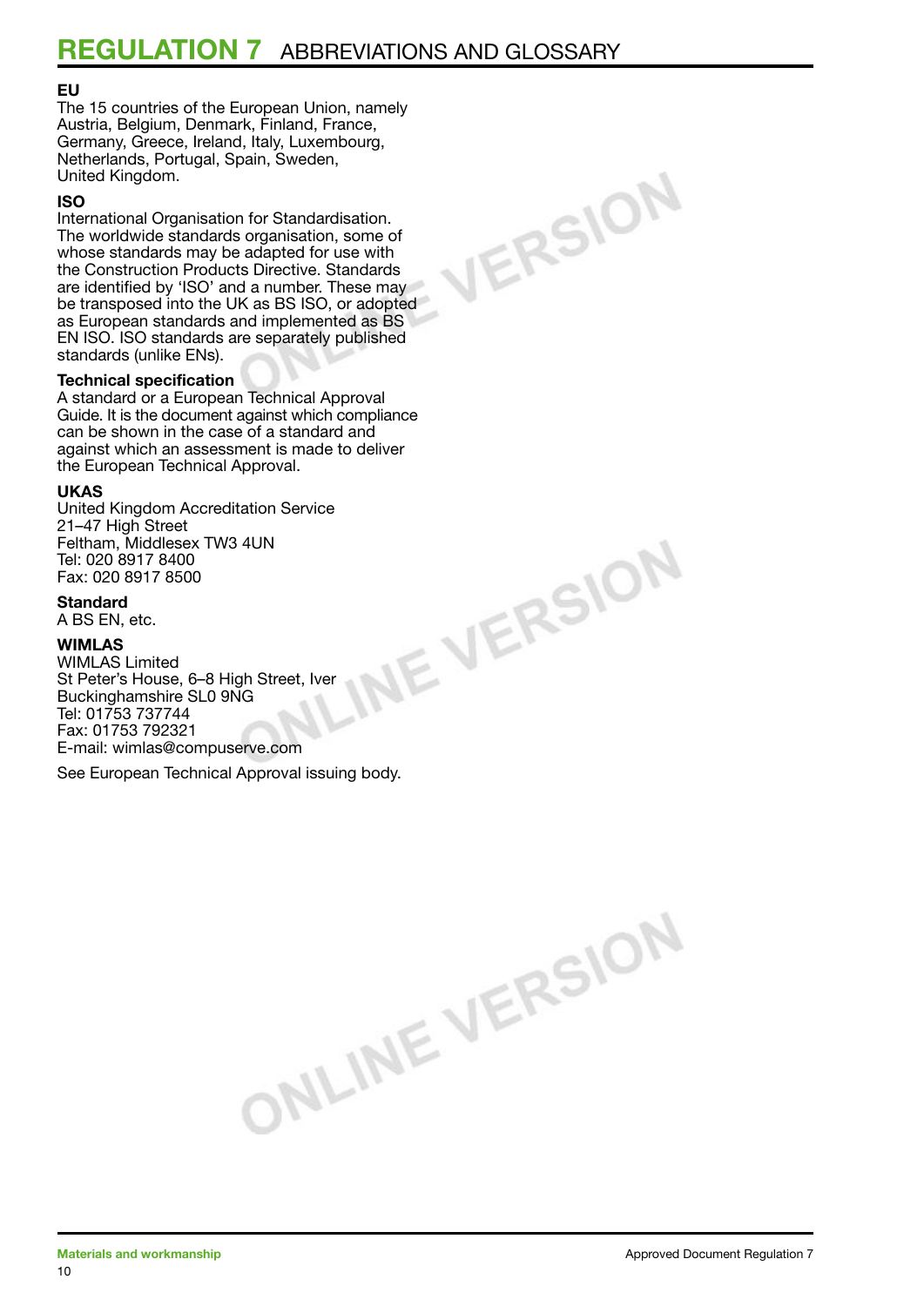# REGULATION 7 ABBREVIATIONS AND GLOSSARY

**EU**
The 15 countries of the European Union, namely Austria, Belgium, Denmark, Finland, France, Germany, Greece, Ireland, Italy, Luxembourg, Netherlands, Portugal, Spain, Sweden, United Kingdom.

**ISO**
International Organisation for Standardisation. The worldwide standards organisation, some of whose standards may be adapted for use with the Construction Products Directive. Standards are identified by 'ISO' and a number. These may be transposed into the UK as BS ISO, or adopted as European standards and implemented as BS EN ISO. ISO standards are separately published standards (unlike ENs).

**Technical specification**
A standard or a European Technical Approval Guide. It is the document against which compliance can be shown in the case of a standard and against which an assessment is made to deliver the European Technical Approval.

**UKAS**
United Kingdom Accreditation Service
21–47 High Street
Feltham, Middlesex TW3 4UN
Tel: 020 8917 8400
Fax: 020 8917 8500

**Standard**
A BS EN, etc.

**WIMLAS**
WIMLAS Limited
St Peter's House, 6–8 High Street, Iver
Buckinghamshire SL0 9NG
Tel: 01753 737744
Fax: 01753 792321
E-mail: wimlas@compuserve.com

See European Technical Approval issuing body.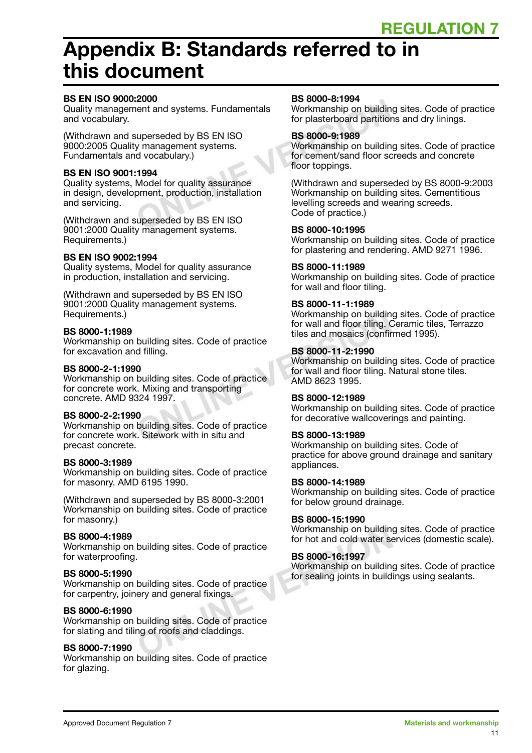# Appendix B: Standards referred to in this document

**BS EN ISO 9000:2000**
Quality management and systems. Fundamentals and vocabulary.

(Withdrawn and superseded by BS EN ISO 9000:2005 Quality management systems. Fundamentals and vocabulary.)

**BS EN ISO 9001:1994**
Quality systems, Model for quality assurance in design, development, production, installation and servicing.

(Withdrawn and superseded by BS EN ISO 9001:2000 Quality management systems. Requirements.)

**BS EN ISO 9002:1994**
Quality systems, Model for quality assurance in production, installation and servicing.

(Withdrawn and superseded by BS EN ISO 9001:2000 Quality management systems. Requirements.)

**BS 8000-1:1989**
Workmanship on building sites. Code of practice for excavation and filling.

**BS 8000-2-1:1990**
Workmanship on building sites. Code of practice for concrete work. Mixing and transporting concrete. AMD 9324 1997.

**BS 8000-2-2:1990**
Workmanship on building sites. Code of practice for concrete work. Sitework with in situ and precast concrete.

**BS 8000-3:1989**
Workmanship on building sites. Code of practice for masonry. AMD 6195 1990.

(Withdrawn and superseded by BS 8000-3:2001 Workmanship on building sites. Code of practice for masonry.)

**BS 8000-4:1989**
Workmanship on building sites. Code of practice for waterproofing.

**BS 8000-5:1990**
Workmanship on building sites. Code of practice for carpentry, joinery and general fixings.

**BS 8000-6:1990**
Workmanship on building sites. Code of practice for slating and tiling of roofs and claddings.

**BS 8000-7:1990**
Workmanship on building sites. Code of practice for glazing.

**BS 8000-8:1994**
Workmanship on building sites. Code of practice for plasterboard partitions and dry linings.

**BS 8000-9:1989**
Workmanship on building sites. Code of practice for cement/sand floor screeds and concrete floor toppings.

(Withdrawn and superseded by BS 8000-9:2003 Workmanship on building sites. Cementitious levelling screeds and wearing screeds. Code of practice.)

**BS 8000-10:1995**
Workmanship on building sites. Code of practice for plastering and rendering. AMD 9271 1996.

**BS 8000-11:1989**
Workmanship on building sites. Code of practice for wall and floor tiling.

**BS 8000-11-1:1989**
Workmanship on building sites. Code of practice for wall and floor tiling. Ceramic tiles, Terrazzo tiles and mosaics (confirmed 1995).

**BS 8000-11-2:1990**
Workmanship on building sites. Code of practice for wall and floor tiling. Natural stone tiles. AMD 8623 1995.

**BS 8000-12:1989**
Workmanship on building sites. Code of practice for decorative wallcoverings and painting.

**BS 8000-13:1989**
Workmanship on building sites. Code of practice for above ground drainage and sanitary appliances.

**BS 8000-14:1989**
Workmanship on building sites. Code of practice for below ground drainage.

**BS 8000-15:1990**
Workmanship on building sites. Code of practice for hot and cold water services (domestic scale).

**BS 8000-16:1997**
Workmanship on building sites. Code of practice for sealing joints in buildings using sealants.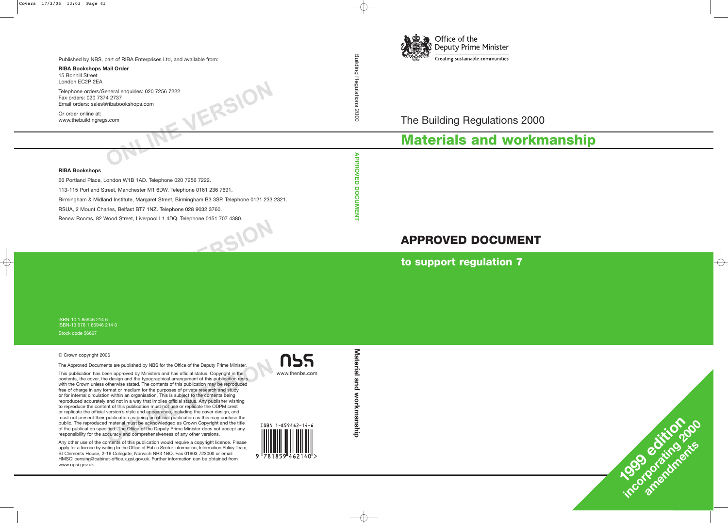Published by NBS, part of RIBA Enterprises Ltd, and available from:

**RIBA Bookshops Mail Order**
15 Bonhill Street
London EC2P 2EA

Telephone orders/General enquiries: 020 7256 7222
Fax orders: 020 7374 2737
Email orders: sales@ribabookshops.com

Or order online at:
www.thebuildingregs.com

**RIBA Bookshops**

66 Portland Place, London W1B 1AD. Telephone 020 7256 7222.

113-115 Portland Street, Manchester M1 6DW. Telephone 0161 236 7691.

Birmingham & Midland Institute, Margaret Street, Birmingham B3 3SP. Telephone 0121 233 2321.

RSUA, 2 Mount Charles, Belfast BT7 1NZ. Telephone 028 9032 3760.

Renew Rooms, 82 Wood Street, Liverpool L1 4DQ. Telephone 0151 707 4380.

ISBN-10 1 85946 214 6
ISBN-13 978 1 85946 214 0
Stock code 56667

© Crown copyright 2006

The Approved Documents are published by NBS for the Office of the Deputy Prime Minister.

This publication has been approved by Ministers and has official status. Copyright in the contents, the cover, the design and the typographical arrangement of this publication rests with the Crown unless otherwise stated. The contents of this publication may be reproduced free of charge in any format or medium for the purposes of private research and study or for internal circulation within an organisation. This is subject to the contents being reproduced accurately and not in a way that implies official status. Any publisher wishing to reproduce the content of this publication must not use or replicate the ODPM crest or replicate the official version's style and appearance, including the cover design, and must not present their publication as being an official publication as this may confuse the public. The reproduced material must be acknowledged as Crown Copyright and the title of the publication specified. The Office of the Deputy Prime Minister does not accept any responsibility for the accuracy and comprehensiveness of any other versions.

Any other use of the contents of this publication would require a copyright licence. Please apply for a licence by writing to the Office of Public Sector Information, Information Policy Team, St Clements House, 2-16 Colegate, Norwich NR3 1BQ. Fax 01603 723000 or email HMSOlicensing@cabinet-office.x.gsi.gov.uk. Further information can be obtained from www.opsi.gov.uk.

nbs
www.thenbs.com

ISBN 1-859462-14-6
9 781859 462140

Building Regulations 2000

APPROVED DOCUMENT

Material and workmanship

Office of the Deputy Prime Minister
Creating sustainable communities

The Building Regulations 2000

# Materials and workmanship

## APPROVED DOCUMENT

**to support regulation 7**

**1999 edition incorporating 2000 amendments**